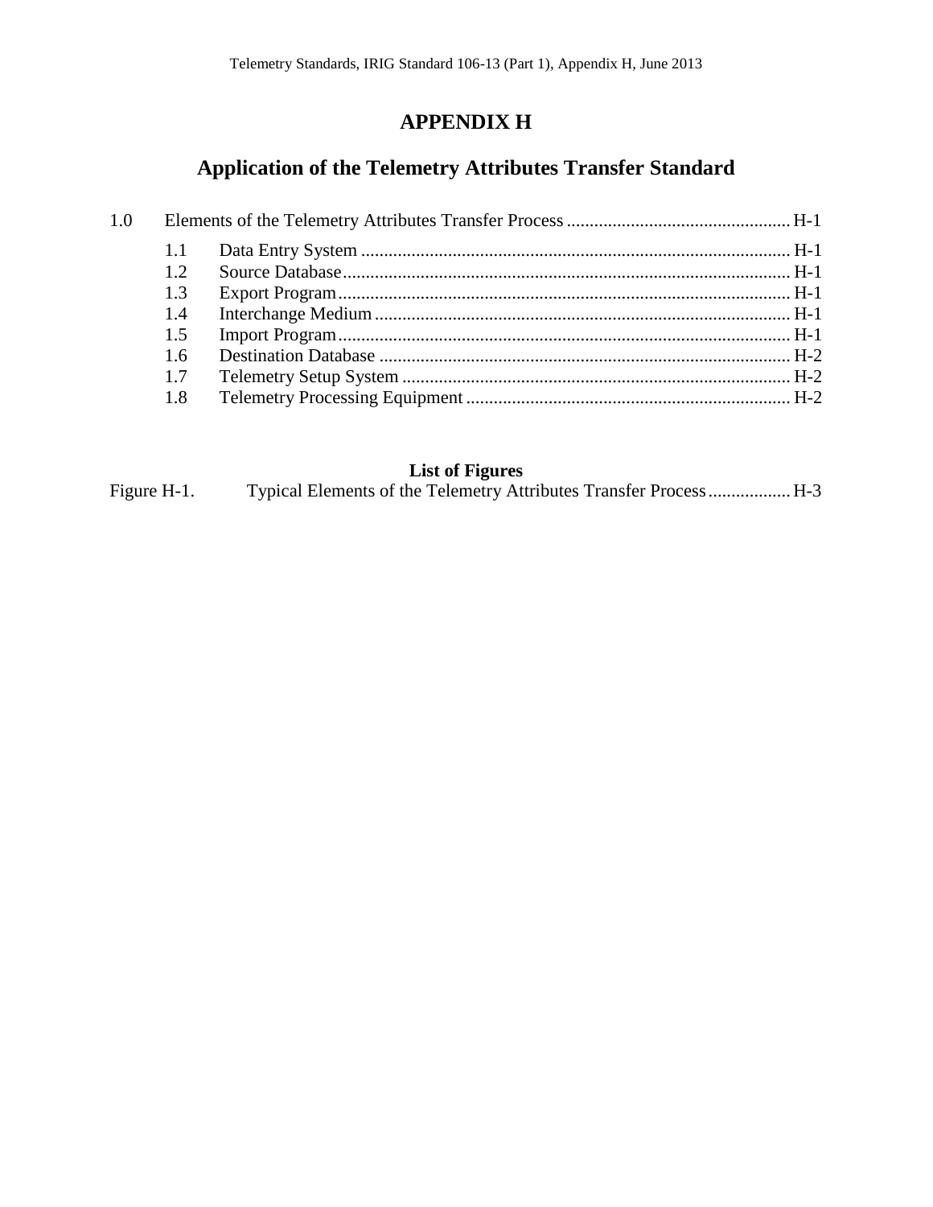# APPENDIX H

# Application of the Telemetry Attributes Transfer Standard

1.0 Elements of the Telemetry Attributes Transfer Process ................................................ H-1

- 1.1 Data Entry System ............................................................................................ H-1
- 1.2 Source Database................................................................................................ H-1
- 1.3 Export Program.................................................................................................. H-1
- 1.4 Interchange Medium .......................................................................................... H-1
- 1.5 Import Program.................................................................................................. H-1
- 1.6 Destination Database ......................................................................................... H-2
- 1.7 Telemetry Setup System .................................................................................... H-2
- 1.8 Telemetry Processing Equipment ...................................................................... H-2

**List of Figures**

Figure H-1. Typical Elements of the Telemetry Attributes Transfer Process................. H-3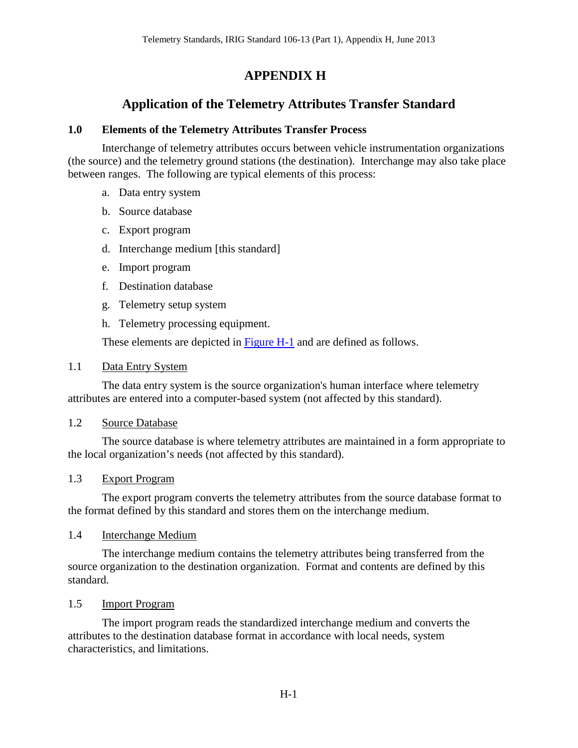# APPENDIX H

## Application of the Telemetry Attributes Transfer Standard

### 1.0 Elements of the Telemetry Attributes Transfer Process

Interchange of telemetry attributes occurs between vehicle instrumentation organizations (the source) and the telemetry ground stations (the destination). Interchange may also take place between ranges. The following are typical elements of this process:

a. Data entry system

b. Source database

c. Export program

d. Interchange medium [this standard]

e. Import program

f. Destination database

g. Telemetry setup system

h. Telemetry processing equipment.

These elements are depicted in Figure H-1 and are defined as follows.

#### 1.1 Data Entry System

The data entry system is the source organization's human interface where telemetry attributes are entered into a computer-based system (not affected by this standard).

#### 1.2 Source Database

The source database is where telemetry attributes are maintained in a form appropriate to the local organization's needs (not affected by this standard).

#### 1.3 Export Program

The export program converts the telemetry attributes from the source database format to the format defined by this standard and stores them on the interchange medium.

#### 1.4 Interchange Medium

The interchange medium contains the telemetry attributes being transferred from the source organization to the destination organization. Format and contents are defined by this standard.

#### 1.5 Import Program

The import program reads the standardized interchange medium and converts the attributes to the destination database format in accordance with local needs, system characteristics, and limitations.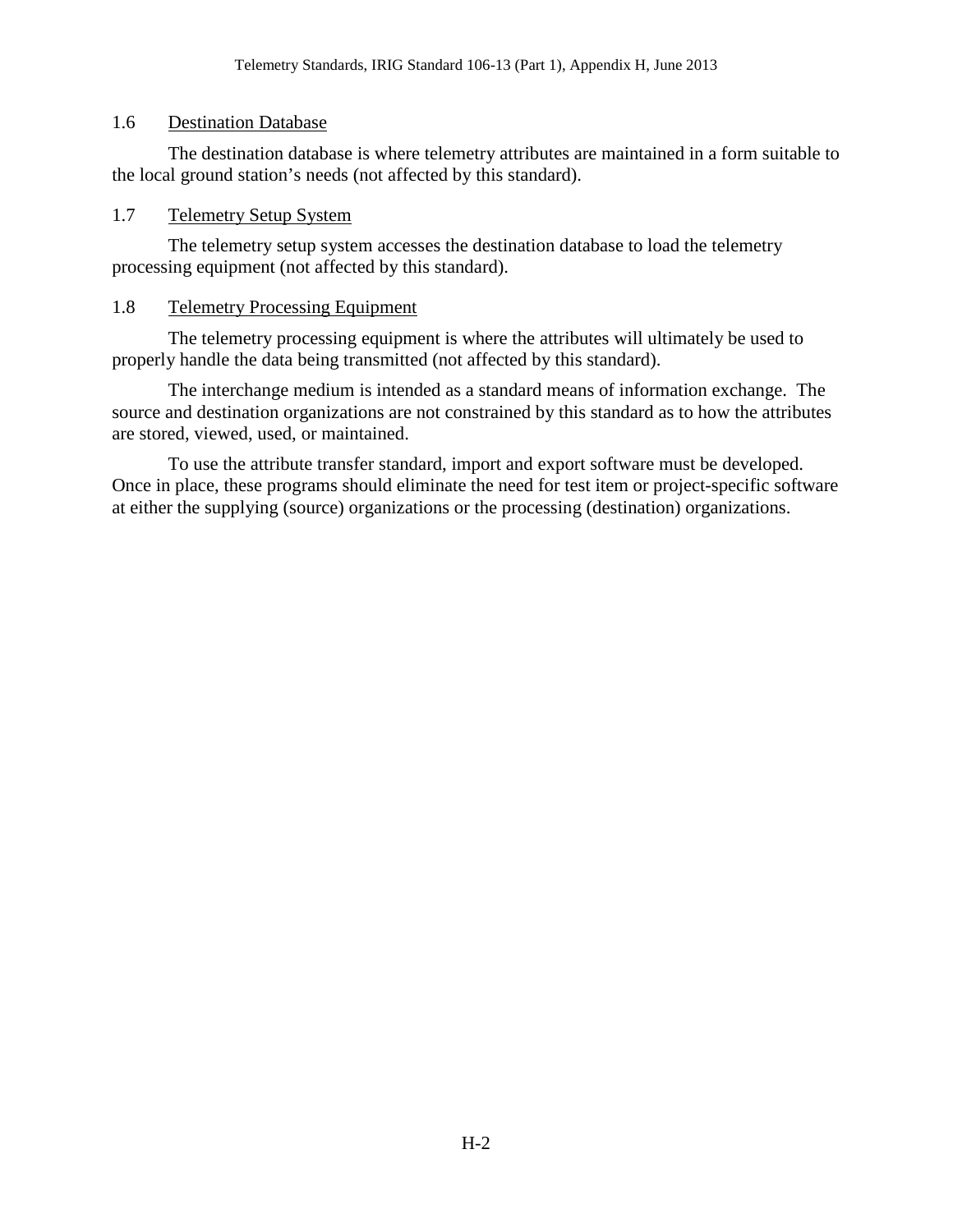## 1.6 Destination Database

The destination database is where telemetry attributes are maintained in a form suitable to the local ground station's needs (not affected by this standard).

## 1.7 Telemetry Setup System

The telemetry setup system accesses the destination database to load the telemetry processing equipment (not affected by this standard).

## 1.8 Telemetry Processing Equipment

The telemetry processing equipment is where the attributes will ultimately be used to properly handle the data being transmitted (not affected by this standard).

The interchange medium is intended as a standard means of information exchange. The source and destination organizations are not constrained by this standard as to how the attributes are stored, viewed, used, or maintained.

To use the attribute transfer standard, import and export software must be developed. Once in place, these programs should eliminate the need for test item or project-specific software at either the supplying (source) organizations or the processing (destination) organizations.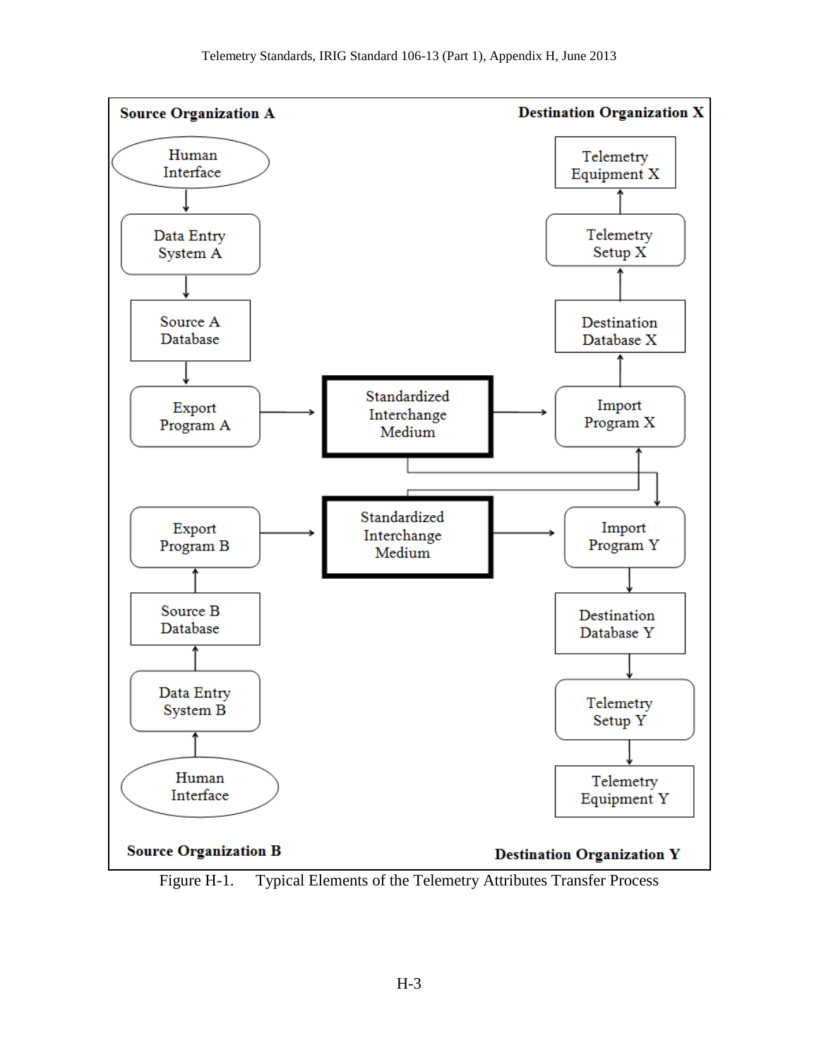**Source Organization A**

Human Interface → Data Entry System A → Source A Database → Export Program A → Standardized Interchange Medium

**Destination Organization X**

Standardized Interchange Medium → Import Program X → Destination Database X → Telemetry Setup X → Telemetry Equipment X

**Source Organization B**

Human Interface → Data Entry System B → Source B Database → Export Program B → Standardized Interchange Medium

**Destination Organization Y**

Standardized Interchange Medium → Import Program Y → Destination Database Y → Telemetry Setup Y → Telemetry Equipment Y

Figure H-1. Typical Elements of the Telemetry Attributes Transfer Process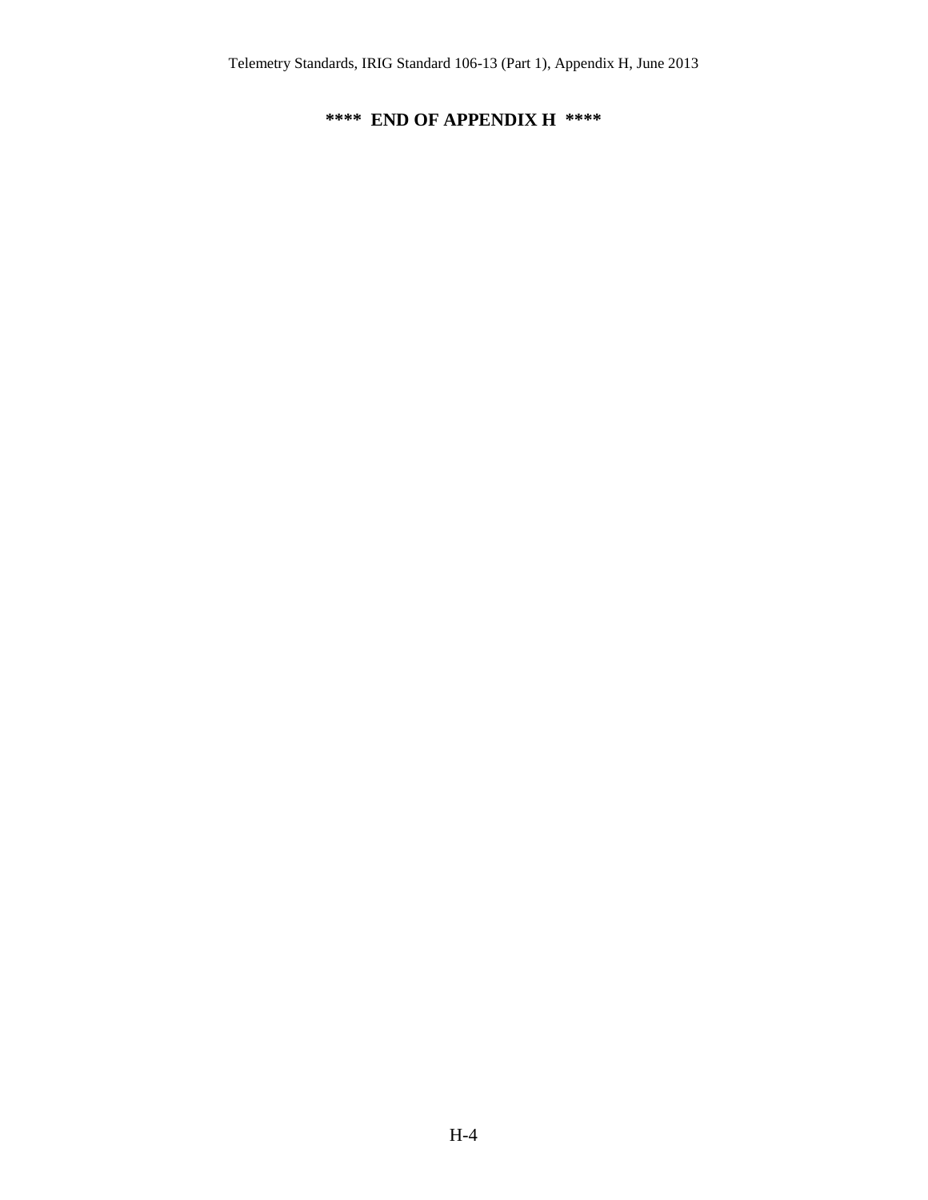**\*\*\*\* END OF APPENDIX H \*\*\*\***

**\*\*\*\*  END OF APPENDIX H  \*\*\*\***